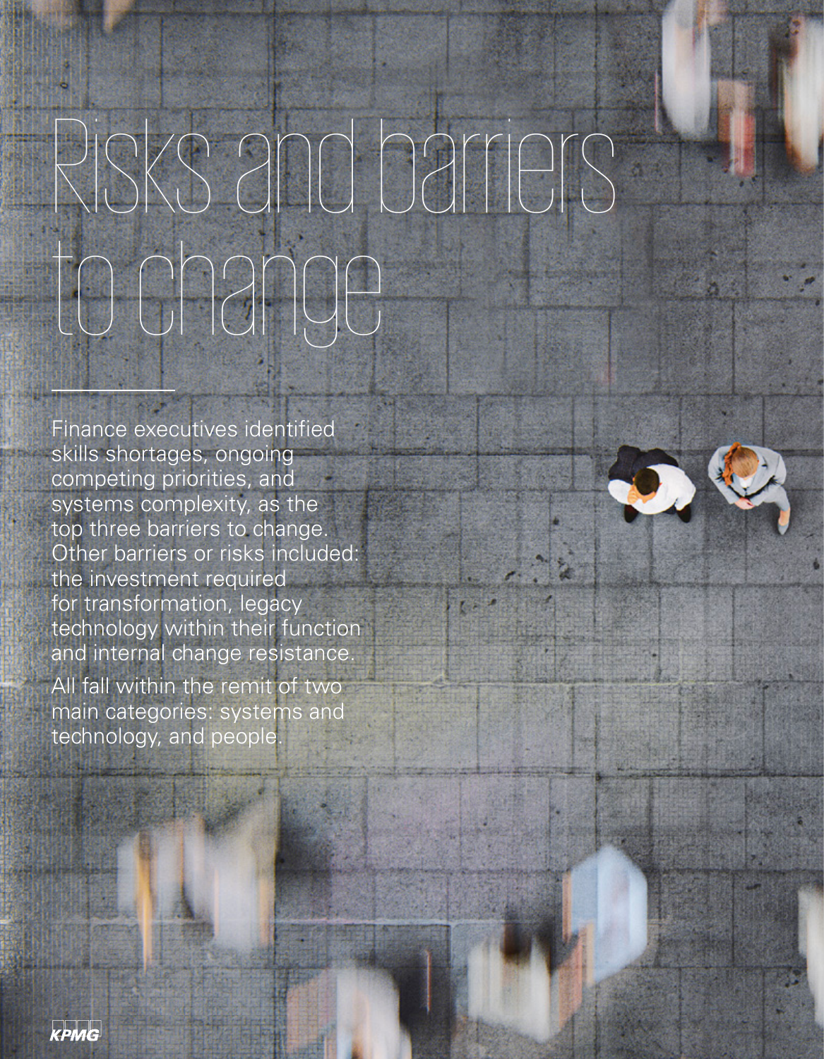# Risks and barriers to change

Finance executives identified skills shortages, ongoing competing priorities, and systems complexity, as the top three barriers to change. Other barriers or risks included: the investment required for transformation, legacy technology within their function and internal change resistance.

All fall within the remit of two main categories: systems and technology, and people.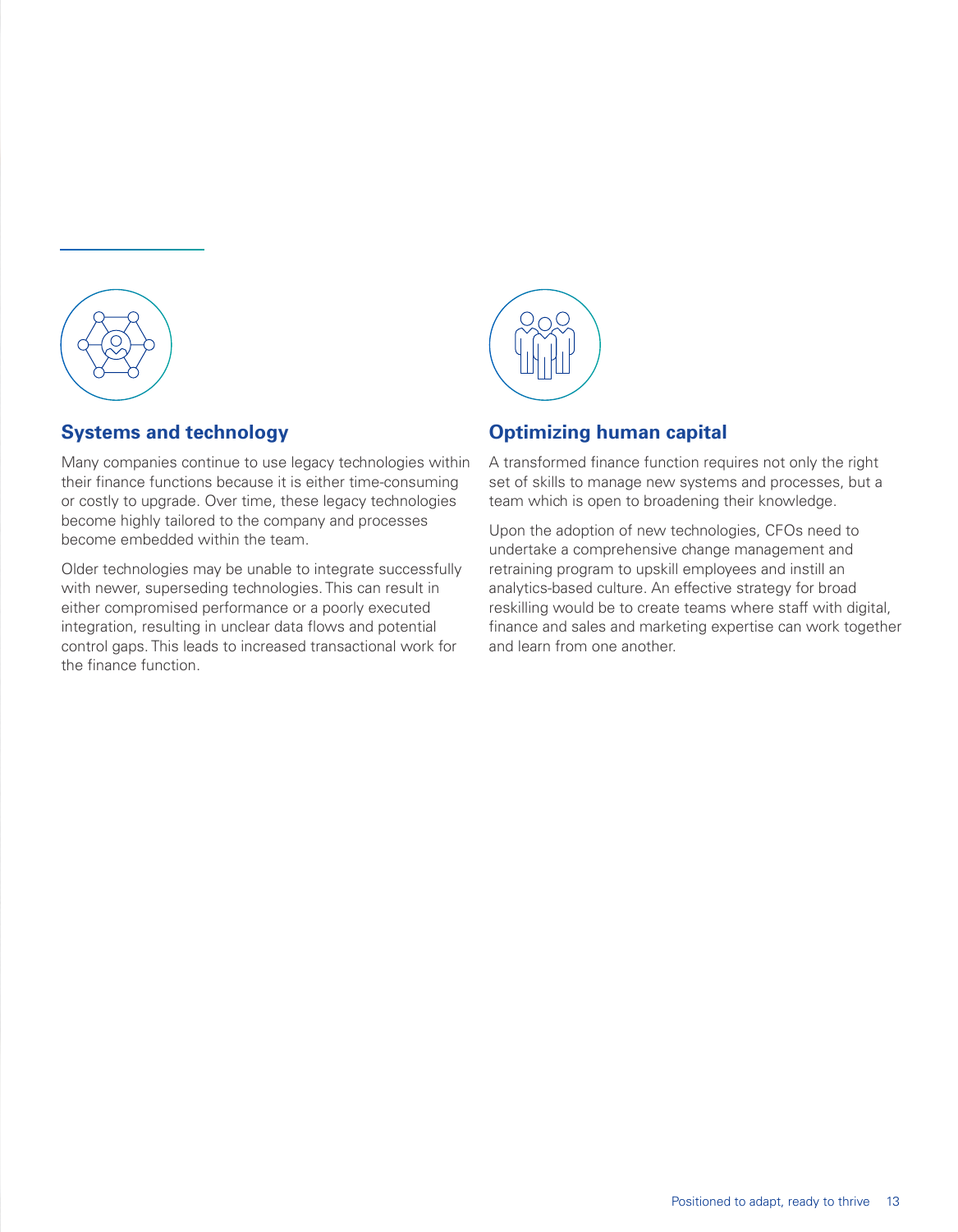## Systems and technology

Many companies continue to use legacy technologies within their finance functions because it is either time-consuming or costly to upgrade. Over time, these legacy technologies become highly tailored to the company and processes become embedded within the team.

Older technologies may be unable to integrate successfully with newer, superseding technologies. This can result in either compromised performance or a poorly executed integration, resulting in unclear data flows and potential control gaps. This leads to increased transactional work for the finance function.

## Optimizing human capital

A transformed finance function requires not only the right set of skills to manage new systems and processes, but a team which is open to broadening their knowledge.

Upon the adoption of new technologies, CFOs need to undertake a comprehensive change management and retraining program to upskill employees and instill an analytics-based culture. An effective strategy for broad reskilling would be to create teams where staff with digital, finance and sales and marketing expertise can work together and learn from one another.